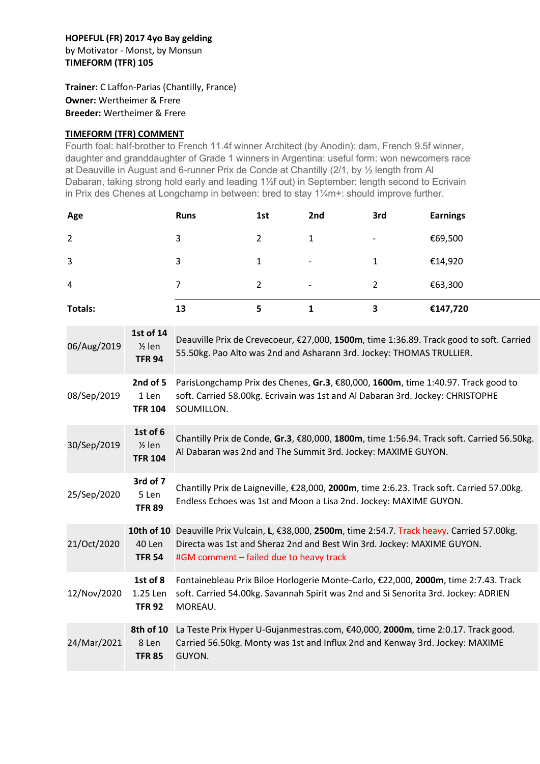**HOPEFUL (FR) 2017 4yo Bay gelding**
by Motivator - Monst, by Monsun
**TIMEFORM (TFR) 105**

**Trainer:** C Laffon-Parias (Chantilly, France)
**Owner:** Wertheimer & Frere
**Breeder:** Wertheimer & Frere

**TIMEFORM (TFR) COMMENT**

Fourth foal: half-brother to French 11.4f winner Architect (by Anodin): dam, French 9.5f winner, daughter and granddaughter of Grade 1 winners in Argentina: useful form: won newcomers race at Deauville in August and 6-runner Prix de Conde at Chantilly (2/1, by ½ length from Al Dabaran, taking strong hold early and leading 1½f out) in September: length second to Ecrivain in Prix des Chenes at Longchamp in between: bred to stay 1¼m+: should improve further.

| Age | Runs | 1st | 2nd | 3rd | Earnings |
|---|---|---|---|---|---|
| 2 | 3 | 2 | 1 | - | €69,500 |
| 3 | 3 | 1 | - | 1 | €14,920 |
| 4 | 7 | 2 | - | 2 | €63,300 |
| **Totals:** | **13** | **5** | **1** | **3** | **€147,720** |

| Date | Result | Details |
|---|---|---|
| 06/Aug/2019 | **1st of 14** ½ len **TFR 94** | Deauville Prix de Crevecoeur, €27,000, **1500m**, time 1:36.89. Track good to soft. Carried 55.50kg. Pao Alto was 2nd and Asharann 3rd. Jockey: THOMAS TRULLIER. |
| 08/Sep/2019 | **2nd of 5** 1 Len **TFR 104** | ParisLongchamp Prix des Chenes, **Gr.3**, €80,000, **1600m**, time 1:40.97. Track good to soft. Carried 58.00kg. Ecrivain was 1st and Al Dabaran 3rd. Jockey: CHRISTOPHE SOUMILLON. |
| 30/Sep/2019 | **1st of 6** ½ len **TFR 104** | Chantilly Prix de Conde, **Gr.3**, €80,000, **1800m**, time 1:56.94. Track soft. Carried 56.50kg. Al Dabaran was 2nd and The Summit 3rd. Jockey: MAXIME GUYON. |
| 25/Sep/2020 | **3rd of 7** 5 Len **TFR 89** | Chantilly Prix de Laigneville, €28,000, **2000m**, time 2:6.23. Track soft. Carried 57.00kg. Endless Echoes was 1st and Moon a Lisa 2nd. Jockey: MAXIME GUYON. |
| 21/Oct/2020 | **10th of 10** 40 Len **TFR 54** | Deauville Prix Vulcain, **L**, €38,000, **2500m**, time 2:54.7. Track heavy. Carried 57.00kg. Directa was 1st and Sheraz 2nd and Best Win 3rd. Jockey: MAXIME GUYON. #GM comment – failed due to heavy track |
| 12/Nov/2020 | **1st of 8** 1.25 Len **TFR 92** | Fontainebleau Prix Biloe Horlogerie Monte-Carlo, €22,000, **2000m**, time 2:7.43. Track soft. Carried 54.00kg. Savannah Spirit was 2nd and Si Senorita 3rd. Jockey: ADRIEN MOREAU. |
| 24/Mar/2021 | **8th of 10** 8 Len **TFR 85** | La Teste Prix Hyper U-Gujanmestras.com, €40,000, **2000m**, time 2:0.17. Track good. Carried 56.50kg. Monty was 1st and Influx 2nd and Kenway 3rd. Jockey: MAXIME GUYON. |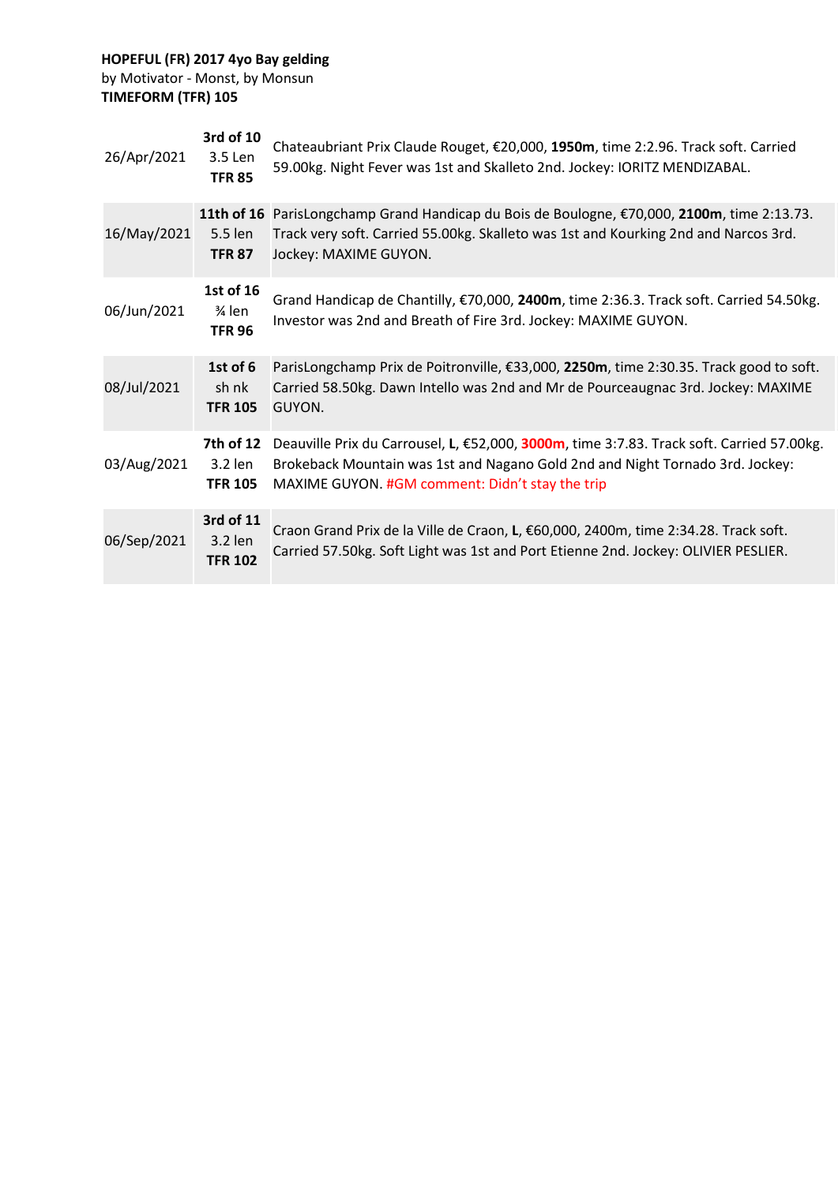**HOPEFUL (FR) 2017 4yo Bay gelding**
by Motivator - Monst, by Monsun
**TIMEFORM (TFR) 105**

| | | |
|---|---|---|
| 26/Apr/2021 | **3rd of 10** 3.5 Len **TFR 85** | Chateaubriant Prix Claude Rouget, €20,000, **1950m**, time 2:2.96. Track soft. Carried 59.00kg. Night Fever was 1st and Skalleto 2nd. Jockey: IORITZ MENDIZABAL. |
| 16/May/2021 | **11th of 16** 5.5 len **TFR 87** | ParisLongchamp Grand Handicap du Bois de Boulogne, €70,000, **2100m**, time 2:13.73. Track very soft. Carried 55.00kg. Skalleto was 1st and Kourking 2nd and Narcos 3rd. Jockey: MAXIME GUYON. |
| 06/Jun/2021 | **1st of 16** ¾ len **TFR 96** | Grand Handicap de Chantilly, €70,000, **2400m**, time 2:36.3. Track soft. Carried 54.50kg. Investor was 2nd and Breath of Fire 3rd. Jockey: MAXIME GUYON. |
| 08/Jul/2021 | **1st of 6** sh nk **TFR 105** | ParisLongchamp Prix de Poitronville, €33,000, **2250m**, time 2:30.35. Track good to soft. Carried 58.50kg. Dawn Intello was 2nd and Mr de Pourceaugnac 3rd. Jockey: MAXIME GUYON. |
| 03/Aug/2021 | **7th of 12** 3.2 len **TFR 105** | Deauville Prix du Carrousel, **L**, €52,000, **3000m**, time 3:7.83. Track soft. Carried 57.00kg. Brokeback Mountain was 1st and Nagano Gold 2nd and Night Tornado 3rd. Jockey: MAXIME GUYON. #GM comment: Didn't stay the trip |
| 06/Sep/2021 | **3rd of 11** 3.2 len **TFR 102** | Craon Grand Prix de la Ville de Craon, **L**, €60,000, 2400m, time 2:34.28. Track soft. Carried 57.50kg. Soft Light was 1st and Port Etienne 2nd. Jockey: OLIVIER PESLIER. |